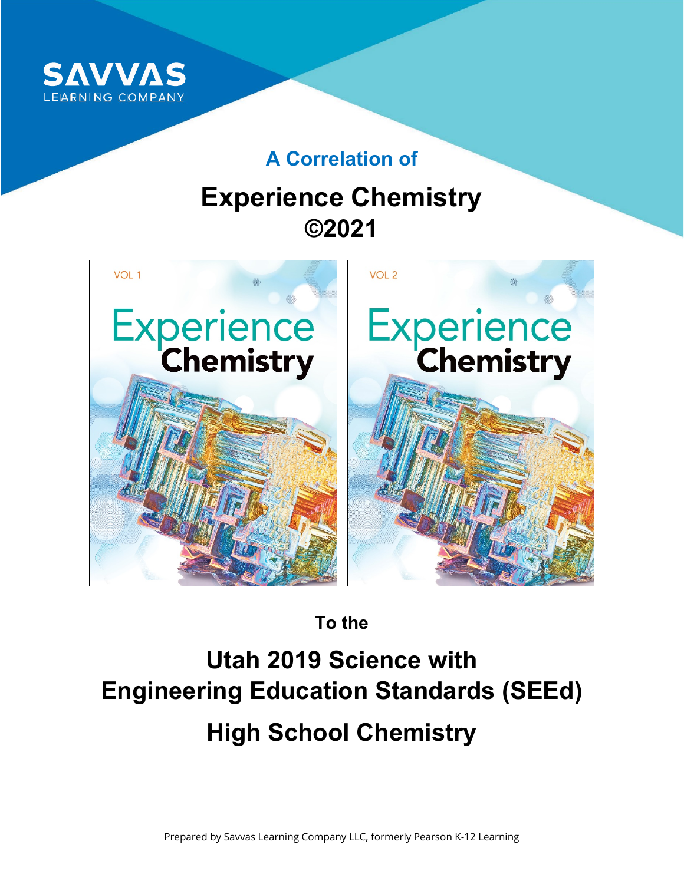SAVVAS
LEARNING COMPANY

## A Correlation of

# Experience Chemistry ©2021

To the

# Utah 2019 Science with Engineering Education Standards (SEEd)

# High School Chemistry

Prepared by Savvas Learning Company LLC, formerly Pearson K-12 Learning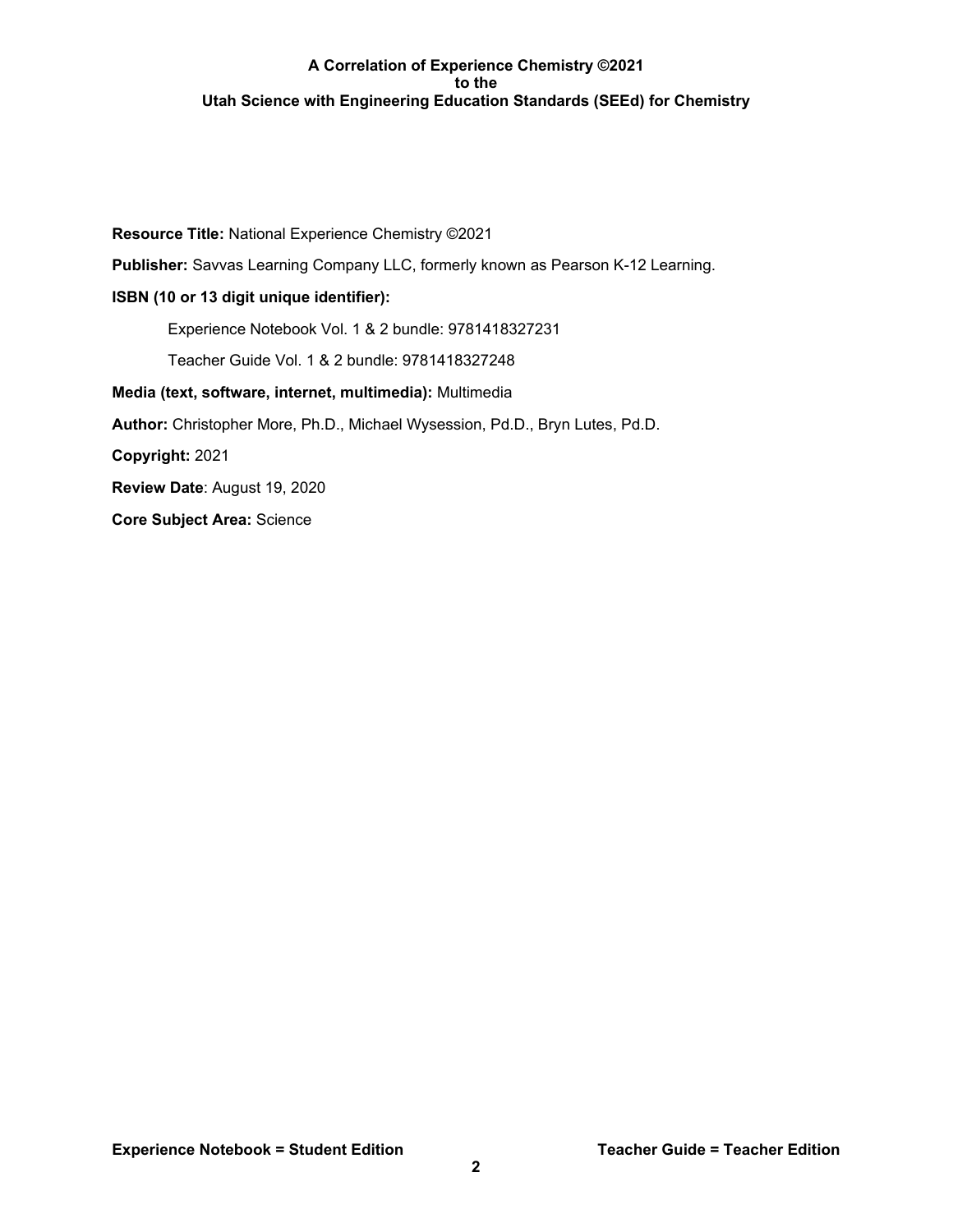**Resource Title:** National Experience Chemistry ©2021

**Publisher:** Savvas Learning Company LLC, formerly known as Pearson K-12 Learning.

**ISBN (10 or 13 digit unique identifier):**

Experience Notebook Vol. 1 & 2 bundle: 9781418327231

Teacher Guide Vol. 1 & 2 bundle: 9781418327248

**Media (text, software, internet, multimedia):** Multimedia

**Author:** Christopher More, Ph.D., Michael Wysession, Pd.D., Bryn Lutes, Pd.D.

**Copyright:** 2021

**Review Date**: August 19, 2020

**Core Subject Area:** Science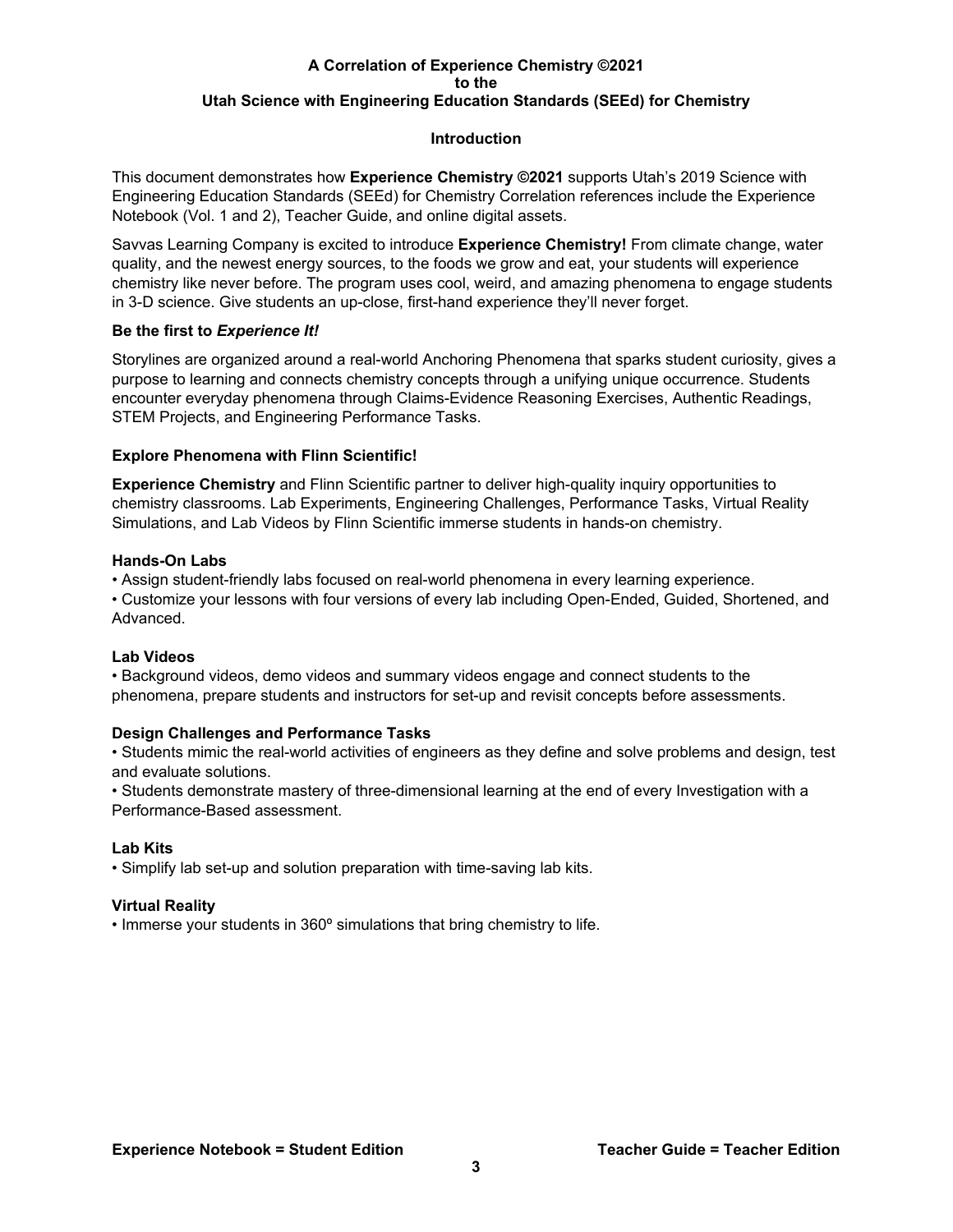**A Correlation of Experience Chemistry ©2021**
**to the**
**Utah Science with Engineering Education Standards (SEEd) for Chemistry**

## Introduction

This document demonstrates how **Experience Chemistry ©2021** supports Utah's 2019 Science with Engineering Education Standards (SEEd) for Chemistry Correlation references include the Experience Notebook (Vol. 1 and 2), Teacher Guide, and online digital assets.

Savvas Learning Company is excited to introduce **Experience Chemistry!** From climate change, water quality, and the newest energy sources, to the foods we grow and eat, your students will experience chemistry like never before. The program uses cool, weird, and amazing phenomena to engage students in 3-D science. Give students an up-close, first-hand experience they'll never forget.

### Be the first to *Experience It!*

Storylines are organized around a real-world Anchoring Phenomena that sparks student curiosity, gives a purpose to learning and connects chemistry concepts through a unifying unique occurrence. Students encounter everyday phenomena through Claims-Evidence Reasoning Exercises, Authentic Readings, STEM Projects, and Engineering Performance Tasks.

### Explore Phenomena with Flinn Scientific!

**Experience Chemistry** and Flinn Scientific partner to deliver high-quality inquiry opportunities to chemistry classrooms. Lab Experiments, Engineering Challenges, Performance Tasks, Virtual Reality Simulations, and Lab Videos by Flinn Scientific immerse students in hands-on chemistry.

### Hands-On Labs

- Assign student-friendly labs focused on real-world phenomena in every learning experience.
- Customize your lessons with four versions of every lab including Open-Ended, Guided, Shortened, and Advanced.

### Lab Videos

- Background videos, demo videos and summary videos engage and connect students to the phenomena, prepare students and instructors for set-up and revisit concepts before assessments.

### Design Challenges and Performance Tasks

- Students mimic the real-world activities of engineers as they define and solve problems and design, test and evaluate solutions.
- Students demonstrate mastery of three-dimensional learning at the end of every Investigation with a Performance-Based assessment.

### Lab Kits

- Simplify lab set-up and solution preparation with time-saving lab kits.

### Virtual Reality

- Immerse your students in 360º simulations that bring chemistry to life.

**Experience Notebook = Student Edition** **Teacher Guide = Teacher Edition**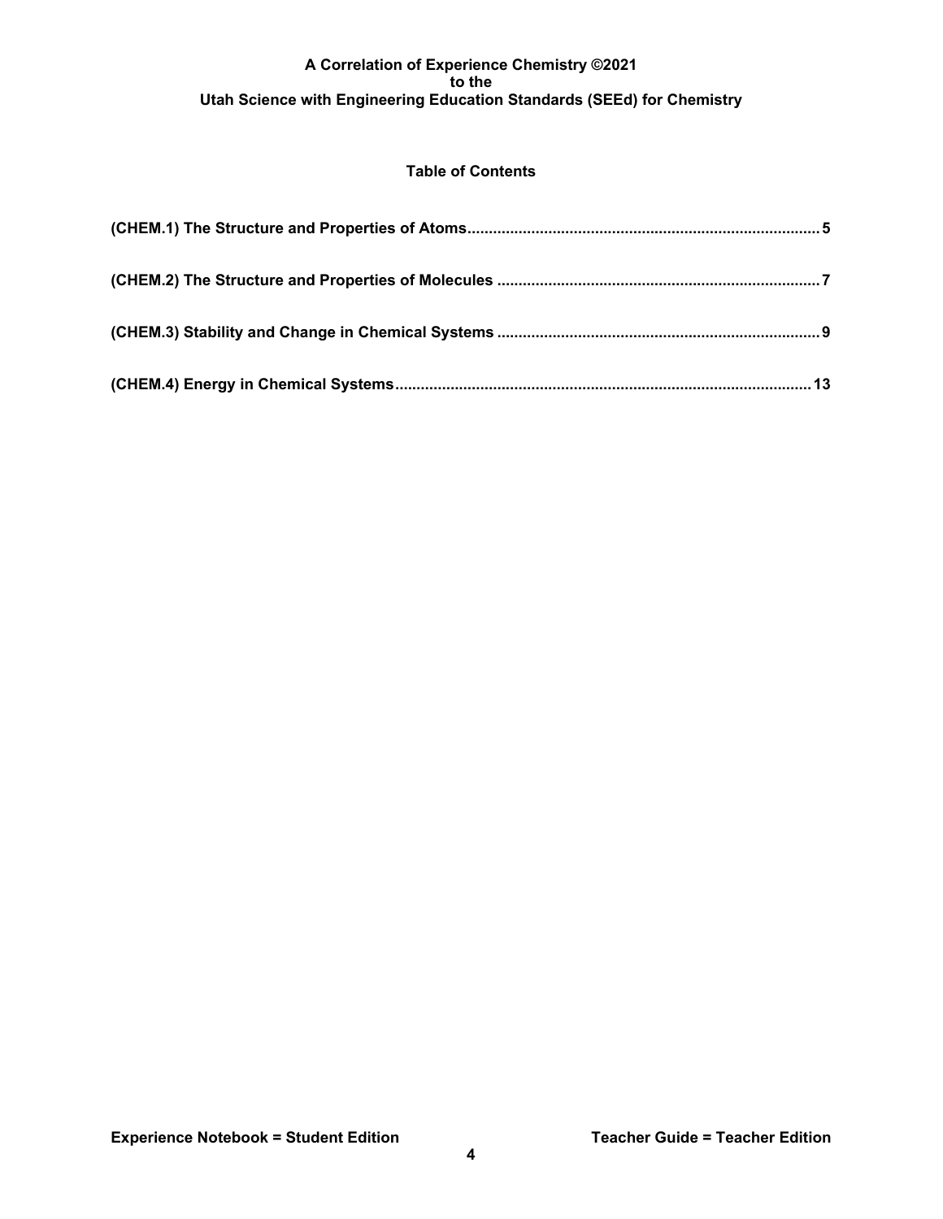**A Correlation of Experience Chemistry ©2021**
**to the**
**Utah Science with Engineering Education Standards (SEEd) for Chemistry**

## Table of Contents

**(CHEM.1) The Structure and Properties of Atoms** .......... **5**

**(CHEM.2) The Structure and Properties of Molecules** .......... **7**

**(CHEM.3) Stability and Change in Chemical Systems** .......... **9**

**(CHEM.4) Energy in Chemical Systems** .......... **13**

**Experience Notebook = Student Edition** **Teacher Guide = Teacher Edition**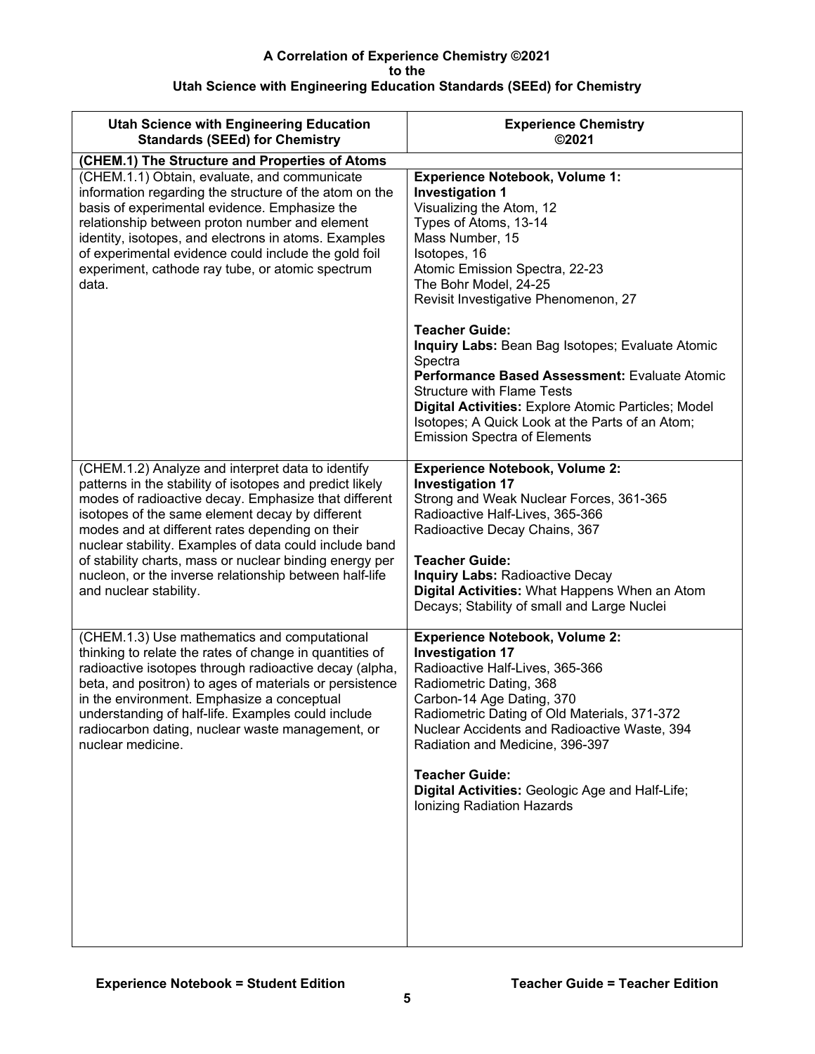**A Correlation of Experience Chemistry ©2021**
**to the**
**Utah Science with Engineering Education Standards (SEEd) for Chemistry**

| Utah Science with Engineering Education Standards (SEEd) for Chemistry | Experience Chemistry ©2021 |
|---|---|
| **(CHEM.1) The Structure and Properties of Atoms** | |
| (CHEM.1.1) Obtain, evaluate, and communicate information regarding the structure of the atom on the basis of experimental evidence. Emphasize the relationship between proton number and element identity, isotopes, and electrons in atoms. Examples of experimental evidence could include the gold foil experiment, cathode ray tube, or atomic spectrum data. | **Experience Notebook, Volume 1:**<br>**Investigation 1**<br>Visualizing the Atom, 12<br>Types of Atoms, 13-14<br>Mass Number, 15<br>Isotopes, 16<br>Atomic Emission Spectra, 22-23<br>The Bohr Model, 24-25<br>Revisit Investigative Phenomenon, 27<br><br>**Teacher Guide:**<br>**Inquiry Labs:** Bean Bag Isotopes; Evaluate Atomic Spectra<br>**Performance Based Assessment:** Evaluate Atomic Structure with Flame Tests<br>**Digital Activities:** Explore Atomic Particles; Model Isotopes; A Quick Look at the Parts of an Atom; Emission Spectra of Elements |
| (CHEM.1.2) Analyze and interpret data to identify patterns in the stability of isotopes and predict likely modes of radioactive decay. Emphasize that different isotopes of the same element decay by different modes and at different rates depending on their nuclear stability. Examples of data could include band of stability charts, mass or nuclear binding energy per nucleon, or the inverse relationship between half-life and nuclear stability. | **Experience Notebook, Volume 2:**<br>**Investigation 17**<br>Strong and Weak Nuclear Forces, 361-365<br>Radioactive Half-Lives, 365-366<br>Radioactive Decay Chains, 367<br><br>**Teacher Guide:**<br>**Inquiry Labs:** Radioactive Decay<br>**Digital Activities:** What Happens When an Atom Decays; Stability of small and Large Nuclei |
| (CHEM.1.3) Use mathematics and computational thinking to relate the rates of change in quantities of radioactive isotopes through radioactive decay (alpha, beta, and positron) to ages of materials or persistence in the environment. Emphasize a conceptual understanding of half-life. Examples could include radiocarbon dating, nuclear waste management, or nuclear medicine. | **Experience Notebook, Volume 2:**<br>**Investigation 17**<br>Radioactive Half-Lives, 365-366<br>Radiometric Dating, 368<br>Carbon-14 Age Dating, 370<br>Radiometric Dating of Old Materials, 371-372<br>Nuclear Accidents and Radioactive Waste, 394<br>Radiation and Medicine, 396-397<br><br>**Teacher Guide:**<br>**Digital Activities:** Geologic Age and Half-Life; Ionizing Radiation Hazards |

**Experience Notebook = Student Edition** **Teacher Guide = Teacher Edition**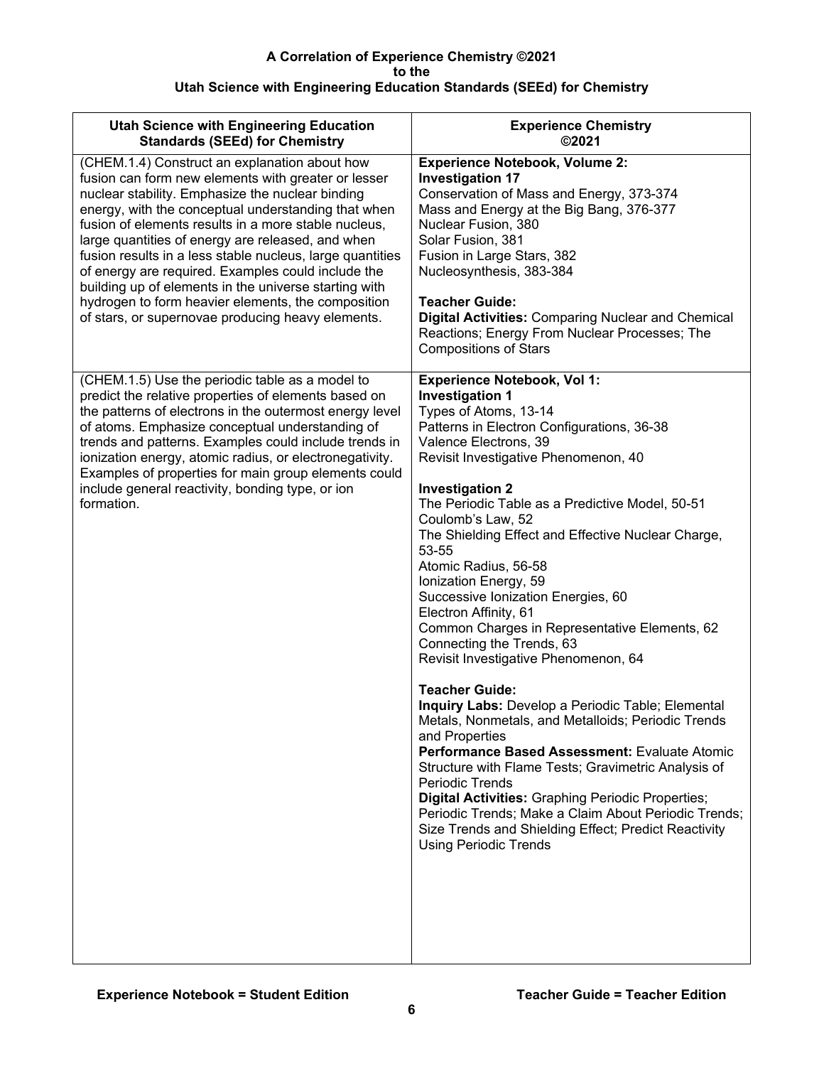**A Correlation of Experience Chemistry ©2021**
**to the**
**Utah Science with Engineering Education Standards (SEEd) for Chemistry**

| Utah Science with Engineering Education Standards (SEEd) for Chemistry | Experience Chemistry ©2021 |
|---|---|
| (CHEM.1.4) Construct an explanation about how fusion can form new elements with greater or lesser nuclear stability. Emphasize the nuclear binding energy, with the conceptual understanding that when fusion of elements results in a more stable nucleus, large quantities of energy are released, and when fusion results in a less stable nucleus, large quantities of energy are required. Examples could include the building up of elements in the universe starting with hydrogen to form heavier elements, the composition of stars, or supernovae producing heavy elements. | **Experience Notebook, Volume 2:**<br>**Investigation 17**<br>Conservation of Mass and Energy, 373-374<br>Mass and Energy at the Big Bang, 376-377<br>Nuclear Fusion, 380<br>Solar Fusion, 381<br>Fusion in Large Stars, 382<br>Nucleosynthesis, 383-384<br><br>**Teacher Guide:**<br>**Digital Activities:** Comparing Nuclear and Chemical Reactions; Energy From Nuclear Processes; The Compositions of Stars |
| (CHEM.1.5) Use the periodic table as a model to predict the relative properties of elements based on the patterns of electrons in the outermost energy level of atoms. Emphasize conceptual understanding of trends and patterns. Examples could include trends in ionization energy, atomic radius, or electronegativity. Examples of properties for main group elements could include general reactivity, bonding type, or ion formation. | **Experience Notebook, Vol 1:**<br>**Investigation 1**<br>Types of Atoms, 13-14<br>Patterns in Electron Configurations, 36-38<br>Valence Electrons, 39<br>Revisit Investigative Phenomenon, 40<br><br>**Investigation 2**<br>The Periodic Table as a Predictive Model, 50-51<br>Coulomb's Law, 52<br>The Shielding Effect and Effective Nuclear Charge, 53-55<br>Atomic Radius, 56-58<br>Ionization Energy, 59<br>Successive Ionization Energies, 60<br>Electron Affinity, 61<br>Common Charges in Representative Elements, 62<br>Connecting the Trends, 63<br>Revisit Investigative Phenomenon, 64<br><br>**Teacher Guide:**<br>**Inquiry Labs:** Develop a Periodic Table; Elemental Metals, Nonmetals, and Metalloids; Periodic Trends and Properties<br>**Performance Based Assessment:** Evaluate Atomic Structure with Flame Tests; Gravimetric Analysis of Periodic Trends<br>**Digital Activities:** Graphing Periodic Properties; Periodic Trends; Make a Claim About Periodic Trends; Size Trends and Shielding Effect; Predict Reactivity Using Periodic Trends |

**Experience Notebook = Student Edition** **Teacher Guide = Teacher Edition**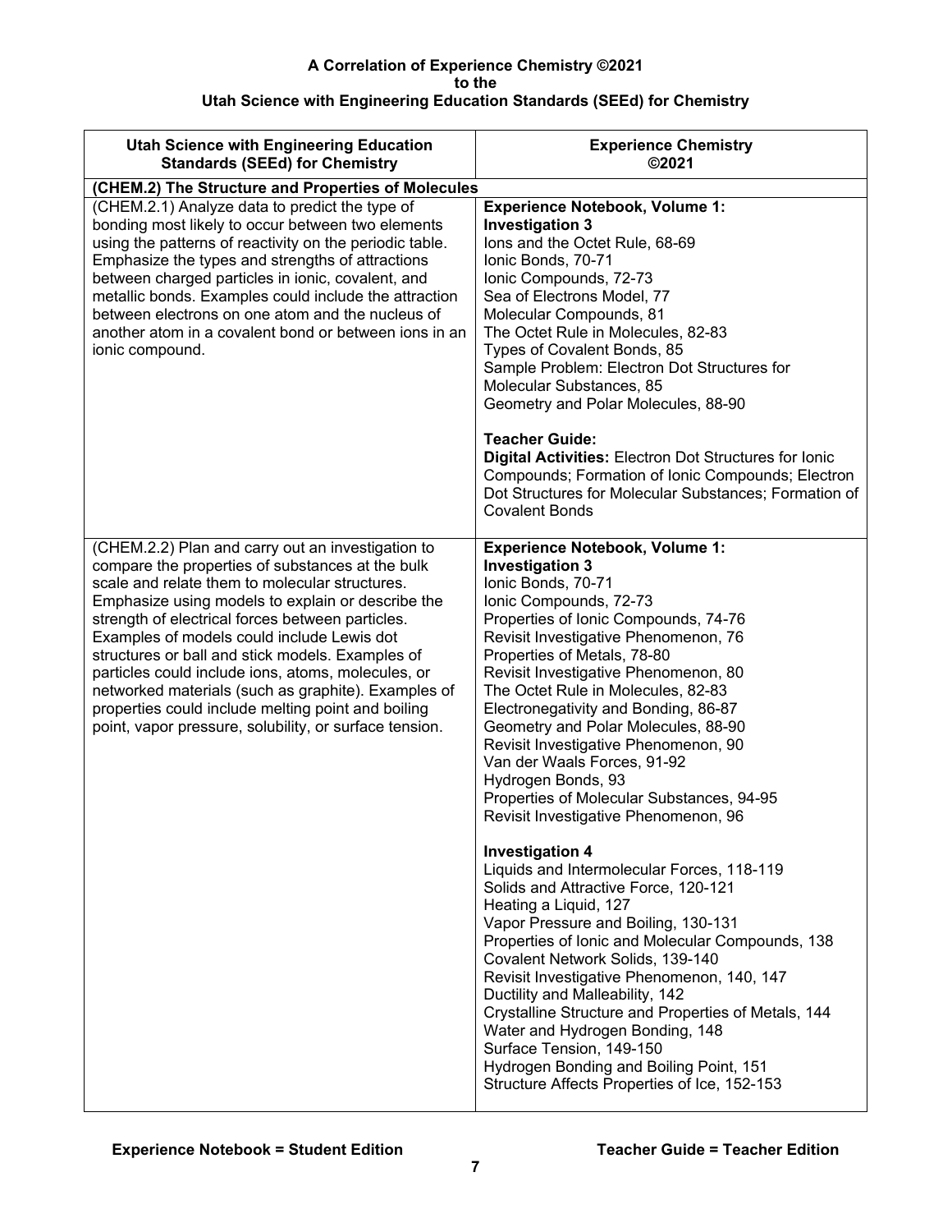**A Correlation of Experience Chemistry ©2021**
**to the**
**Utah Science with Engineering Education Standards (SEEd) for Chemistry**

| Utah Science with Engineering Education Standards (SEEd) for Chemistry | Experience Chemistry ©2021 |
|---|---|
| **(CHEM.2) The Structure and Properties of Molecules** | |
| (CHEM.2.1) Analyze data to predict the type of bonding most likely to occur between two elements using the patterns of reactivity on the periodic table. Emphasize the types and strengths of attractions between charged particles in ionic, covalent, and metallic bonds. Examples could include the attraction between electrons on one atom and the nucleus of another atom in a covalent bond or between ions in an ionic compound. | **Experience Notebook, Volume 1:**<br>**Investigation 3**<br>Ions and the Octet Rule, 68-69<br>Ionic Bonds, 70-71<br>Ionic Compounds, 72-73<br>Sea of Electrons Model, 77<br>Molecular Compounds, 81<br>The Octet Rule in Molecules, 82-83<br>Types of Covalent Bonds, 85<br>Sample Problem: Electron Dot Structures for Molecular Substances, 85<br>Geometry and Polar Molecules, 88-90<br><br>**Teacher Guide:**<br>**Digital Activities:** Electron Dot Structures for Ionic Compounds; Formation of Ionic Compounds; Electron Dot Structures for Molecular Substances; Formation of Covalent Bonds |
| (CHEM.2.2) Plan and carry out an investigation to compare the properties of substances at the bulk scale and relate them to molecular structures. Emphasize using models to explain or describe the strength of electrical forces between particles. Examples of models could include Lewis dot structures or ball and stick models. Examples of particles could include ions, atoms, molecules, or networked materials (such as graphite). Examples of properties could include melting point and boiling point, vapor pressure, solubility, or surface tension. | **Experience Notebook, Volume 1:**<br>**Investigation 3**<br>Ionic Bonds, 70-71<br>Ionic Compounds, 72-73<br>Properties of Ionic Compounds, 74-76<br>Revisit Investigative Phenomenon, 76<br>Properties of Metals, 78-80<br>Revisit Investigative Phenomenon, 80<br>The Octet Rule in Molecules, 82-83<br>Electronegativity and Bonding, 86-87<br>Geometry and Polar Molecules, 88-90<br>Revisit Investigative Phenomenon, 90<br>Van der Waals Forces, 91-92<br>Hydrogen Bonds, 93<br>Properties of Molecular Substances, 94-95<br>Revisit Investigative Phenomenon, 96<br><br>**Investigation 4**<br>Liquids and Intermolecular Forces, 118-119<br>Solids and Attractive Force, 120-121<br>Heating a Liquid, 127<br>Vapor Pressure and Boiling, 130-131<br>Properties of Ionic and Molecular Compounds, 138<br>Covalent Network Solids, 139-140<br>Revisit Investigative Phenomenon, 140, 147<br>Ductility and Malleability, 142<br>Crystalline Structure and Properties of Metals, 144<br>Water and Hydrogen Bonding, 148<br>Surface Tension, 149-150<br>Hydrogen Bonding and Boiling Point, 151<br>Structure Affects Properties of Ice, 152-153 |

**Experience Notebook = Student Edition** **Teacher Guide = Teacher Edition**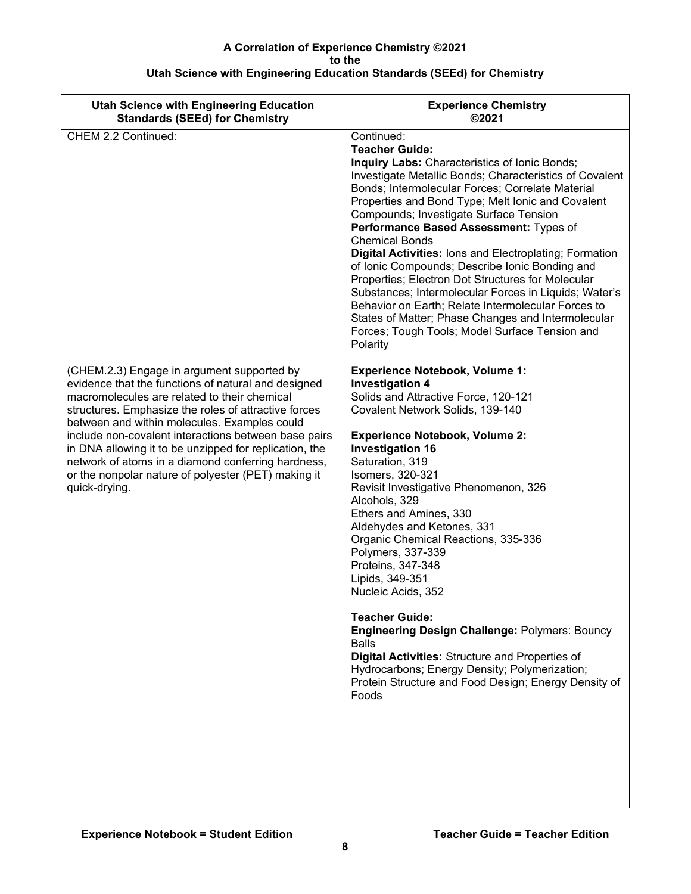**A Correlation of Experience Chemistry ©2021**
**to the**
**Utah Science with Engineering Education Standards (SEEd) for Chemistry**

| Utah Science with Engineering Education Standards (SEEd) for Chemistry | Experience Chemistry ©2021 |
|---|---|
| CHEM 2.2 Continued: | Continued:<br>**Teacher Guide:**<br>**Inquiry Labs:** Characteristics of Ionic Bonds; Investigate Metallic Bonds; Characteristics of Covalent Bonds; Intermolecular Forces; Correlate Material Properties and Bond Type; Melt Ionic and Covalent Compounds; Investigate Surface Tension<br>**Performance Based Assessment:** Types of Chemical Bonds<br>**Digital Activities:** Ions and Electroplating; Formation of Ionic Compounds; Describe Ionic Bonding and Properties; Electron Dot Structures for Molecular Substances; Intermolecular Forces in Liquids; Water's Behavior on Earth; Relate Intermolecular Forces to States of Matter; Phase Changes and Intermolecular Forces; Tough Tools; Model Surface Tension and Polarity |
| (CHEM.2.3) Engage in argument supported by evidence that the functions of natural and designed macromolecules are related to their chemical structures. Emphasize the roles of attractive forces between and within molecules. Examples could include non-covalent interactions between base pairs in DNA allowing it to be unzipped for replication, the network of atoms in a diamond conferring hardness, or the nonpolar nature of polyester (PET) making it quick-drying. | **Experience Notebook, Volume 1:**<br>**Investigation 4**<br>Solids and Attractive Force, 120-121<br>Covalent Network Solids, 139-140<br><br>**Experience Notebook, Volume 2:**<br>**Investigation 16**<br>Saturation, 319<br>Isomers, 320-321<br>Revisit Investigative Phenomenon, 326<br>Alcohols, 329<br>Ethers and Amines, 330<br>Aldehydes and Ketones, 331<br>Organic Chemical Reactions, 335-336<br>Polymers, 337-339<br>Proteins, 347-348<br>Lipids, 349-351<br>Nucleic Acids, 352<br><br>**Teacher Guide:**<br>**Engineering Design Challenge:** Polymers: Bouncy Balls<br>**Digital Activities:** Structure and Properties of Hydrocarbons; Energy Density; Polymerization; Protein Structure and Food Design; Energy Density of Foods |

**Experience Notebook = Student Edition** **Teacher Guide = Teacher Edition**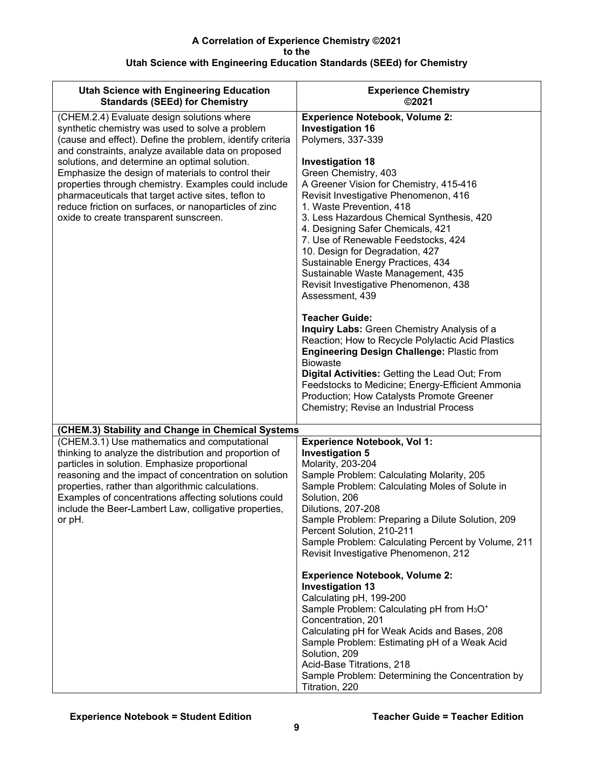**A Correlation of Experience Chemistry ©2021**
**to the**
**Utah Science with Engineering Education Standards (SEEd) for Chemistry**

| Utah Science with Engineering Education Standards (SEEd) for Chemistry | Experience Chemistry ©2021 |
|---|---|
| (CHEM.2.4) Evaluate design solutions where synthetic chemistry was used to solve a problem (cause and effect). Define the problem, identify criteria and constraints, analyze available data on proposed solutions, and determine an optimal solution. Emphasize the design of materials to control their properties through chemistry. Examples could include pharmaceuticals that target active sites, teflon to reduce friction on surfaces, or nanoparticles of zinc oxide to create transparent sunscreen. | **Experience Notebook, Volume 2:**<br>**Investigation 16**<br>Polymers, 337-339<br><br>**Investigation 18**<br>Green Chemistry, 403<br>A Greener Vision for Chemistry, 415-416<br>Revisit Investigative Phenomenon, 416<br>1. Waste Prevention, 418<br>3. Less Hazardous Chemical Synthesis, 420<br>4. Designing Safer Chemicals, 421<br>7. Use of Renewable Feedstocks, 424<br>10. Design for Degradation, 427<br>Sustainable Energy Practices, 434<br>Sustainable Waste Management, 435<br>Revisit Investigative Phenomenon, 438<br>Assessment, 439<br><br>**Teacher Guide:**<br>**Inquiry Labs:** Green Chemistry Analysis of a Reaction; How to Recycle Polylactic Acid Plastics<br>**Engineering Design Challenge:** Plastic from Biowaste<br>**Digital Activities:** Getting the Lead Out; From Feedstocks to Medicine; Energy-Efficient Ammonia Production; How Catalysts Promote Greener Chemistry; Revise an Industrial Process |
| **(CHEM.3) Stability and Change in Chemical Systems** | |
| (CHEM.3.1) Use mathematics and computational thinking to analyze the distribution and proportion of particles in solution. Emphasize proportional reasoning and the impact of concentration on solution properties, rather than algorithmic calculations. Examples of concentrations affecting solutions could include the Beer-Lambert Law, colligative properties, or pH. | **Experience Notebook, Vol 1:**<br>**Investigation 5**<br>Molarity, 203-204<br>Sample Problem: Calculating Molarity, 205<br>Sample Problem: Calculating Moles of Solute in Solution, 206<br>Dilutions, 207-208<br>Sample Problem: Preparing a Dilute Solution, 209<br>Percent Solution, 210-211<br>Sample Problem: Calculating Percent by Volume, 211<br>Revisit Investigative Phenomenon, 212<br><br>**Experience Notebook, Volume 2:**<br>**Investigation 13**<br>Calculating pH, 199-200<br>Sample Problem: Calculating pH from $H_3O^+$ Concentration, 201<br>Calculating pH for Weak Acids and Bases, 208<br>Sample Problem: Estimating pH of a Weak Acid Solution, 209<br>Acid-Base Titrations, 218<br>Sample Problem: Determining the Concentration by Titration, 220 |

**Experience Notebook = Student Edition** **Teacher Guide = Teacher Edition**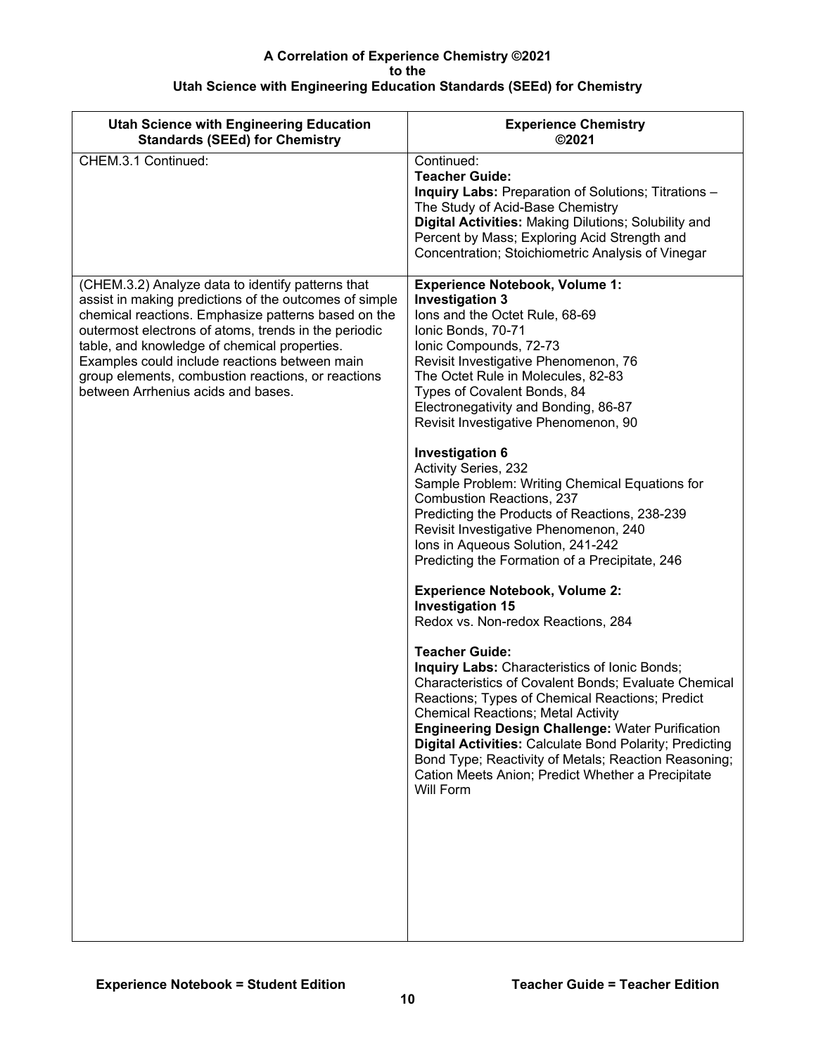**A Correlation of Experience Chemistry ©2021**
**to the**
**Utah Science with Engineering Education Standards (SEEd) for Chemistry**

| Utah Science with Engineering Education Standards (SEEd) for Chemistry | Experience Chemistry ©2021 |
|---|---|
| CHEM.3.1 Continued: | Continued:<br>**Teacher Guide:**<br>**Inquiry Labs:** Preparation of Solutions; Titrations – The Study of Acid-Base Chemistry<br>**Digital Activities:** Making Dilutions; Solubility and Percent by Mass; Exploring Acid Strength and Concentration; Stoichiometric Analysis of Vinegar |
| (CHEM.3.2) Analyze data to identify patterns that assist in making predictions of the outcomes of simple chemical reactions. Emphasize patterns based on the outermost electrons of atoms, trends in the periodic table, and knowledge of chemical properties. Examples could include reactions between main group elements, combustion reactions, or reactions between Arrhenius acids and bases. | **Experience Notebook, Volume 1:**<br>**Investigation 3**<br>Ions and the Octet Rule, 68-69<br>Ionic Bonds, 70-71<br>Ionic Compounds, 72-73<br>Revisit Investigative Phenomenon, 76<br>The Octet Rule in Molecules, 82-83<br>Types of Covalent Bonds, 84<br>Electronegativity and Bonding, 86-87<br>Revisit Investigative Phenomenon, 90<br><br>**Investigation 6**<br>Activity Series, 232<br>Sample Problem: Writing Chemical Equations for Combustion Reactions, 237<br>Predicting the Products of Reactions, 238-239<br>Revisit Investigative Phenomenon, 240<br>Ions in Aqueous Solution, 241-242<br>Predicting the Formation of a Precipitate, 246<br><br>**Experience Notebook, Volume 2:**<br>**Investigation 15**<br>Redox vs. Non-redox Reactions, 284<br><br>**Teacher Guide:**<br>**Inquiry Labs:** Characteristics of Ionic Bonds; Characteristics of Covalent Bonds; Evaluate Chemical Reactions; Types of Chemical Reactions; Predict Chemical Reactions; Metal Activity<br>**Engineering Design Challenge:** Water Purification<br>**Digital Activities:** Calculate Bond Polarity; Predicting Bond Type; Reactivity of Metals; Reaction Reasoning; Cation Meets Anion; Predict Whether a Precipitate Will Form |

**Experience Notebook = Student Edition** **Teacher Guide = Teacher Edition**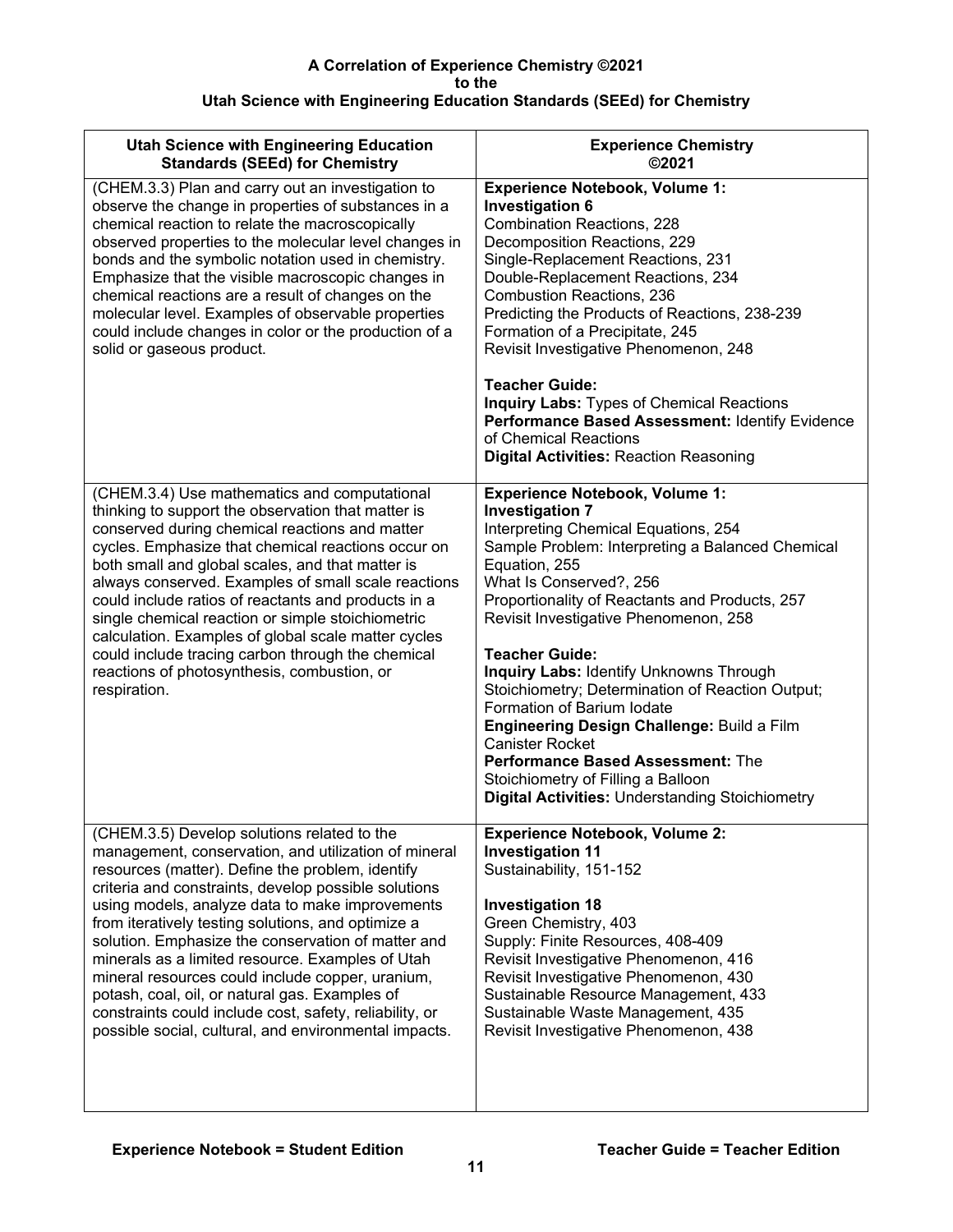**A Correlation of Experience Chemistry ©2021**
**to the**
**Utah Science with Engineering Education Standards (SEEd) for Chemistry**

| Utah Science with Engineering Education Standards (SEEd) for Chemistry | Experience Chemistry ©2021 |
|---|---|
| (CHEM.3.3) Plan and carry out an investigation to observe the change in properties of substances in a chemical reaction to relate the macroscopically observed properties to the molecular level changes in bonds and the symbolic notation used in chemistry. Emphasize that the visible macroscopic changes in chemical reactions are a result of changes on the molecular level. Examples of observable properties could include changes in color or the production of a solid or gaseous product. | **Experience Notebook, Volume 1:**<br>**Investigation 6**<br>Combination Reactions, 228<br>Decomposition Reactions, 229<br>Single-Replacement Reactions, 231<br>Double-Replacement Reactions, 234<br>Combustion Reactions, 236<br>Predicting the Products of Reactions, 238-239<br>Formation of a Precipitate, 245<br>Revisit Investigative Phenomenon, 248<br><br>**Teacher Guide:**<br>**Inquiry Labs:** Types of Chemical Reactions<br>**Performance Based Assessment:** Identify Evidence of Chemical Reactions<br>**Digital Activities:** Reaction Reasoning |
| (CHEM.3.4) Use mathematics and computational thinking to support the observation that matter is conserved during chemical reactions and matter cycles. Emphasize that chemical reactions occur on both small and global scales, and that matter is always conserved. Examples of small scale reactions could include ratios of reactants and products in a single chemical reaction or simple stoichiometric calculation. Examples of global scale matter cycles could include tracing carbon through the chemical reactions of photosynthesis, combustion, or respiration. | **Experience Notebook, Volume 1:**<br>**Investigation 7**<br>Interpreting Chemical Equations, 254<br>Sample Problem: Interpreting a Balanced Chemical Equation, 255<br>What Is Conserved?, 256<br>Proportionality of Reactants and Products, 257<br>Revisit Investigative Phenomenon, 258<br><br>**Teacher Guide:**<br>**Inquiry Labs:** Identify Unknowns Through Stoichiometry; Determination of Reaction Output; Formation of Barium Iodate<br>**Engineering Design Challenge:** Build a Film Canister Rocket<br>**Performance Based Assessment:** The Stoichiometry of Filling a Balloon<br>**Digital Activities:** Understanding Stoichiometry |
| (CHEM.3.5) Develop solutions related to the management, conservation, and utilization of mineral resources (matter). Define the problem, identify criteria and constraints, develop possible solutions using models, analyze data to make improvements from iteratively testing solutions, and optimize a solution. Emphasize the conservation of matter and minerals as a limited resource. Examples of Utah mineral resources could include copper, uranium, potash, coal, oil, or natural gas. Examples of constraints could include cost, safety, reliability, or possible social, cultural, and environmental impacts. | **Experience Notebook, Volume 2:**<br>**Investigation 11**<br>Sustainability, 151-152<br><br>**Investigation 18**<br>Green Chemistry, 403<br>Supply: Finite Resources, 408-409<br>Revisit Investigative Phenomenon, 416<br>Revisit Investigative Phenomenon, 430<br>Sustainable Resource Management, 433<br>Sustainable Waste Management, 435<br>Revisit Investigative Phenomenon, 438 |

**Experience Notebook = Student Edition** **Teacher Guide = Teacher Edition**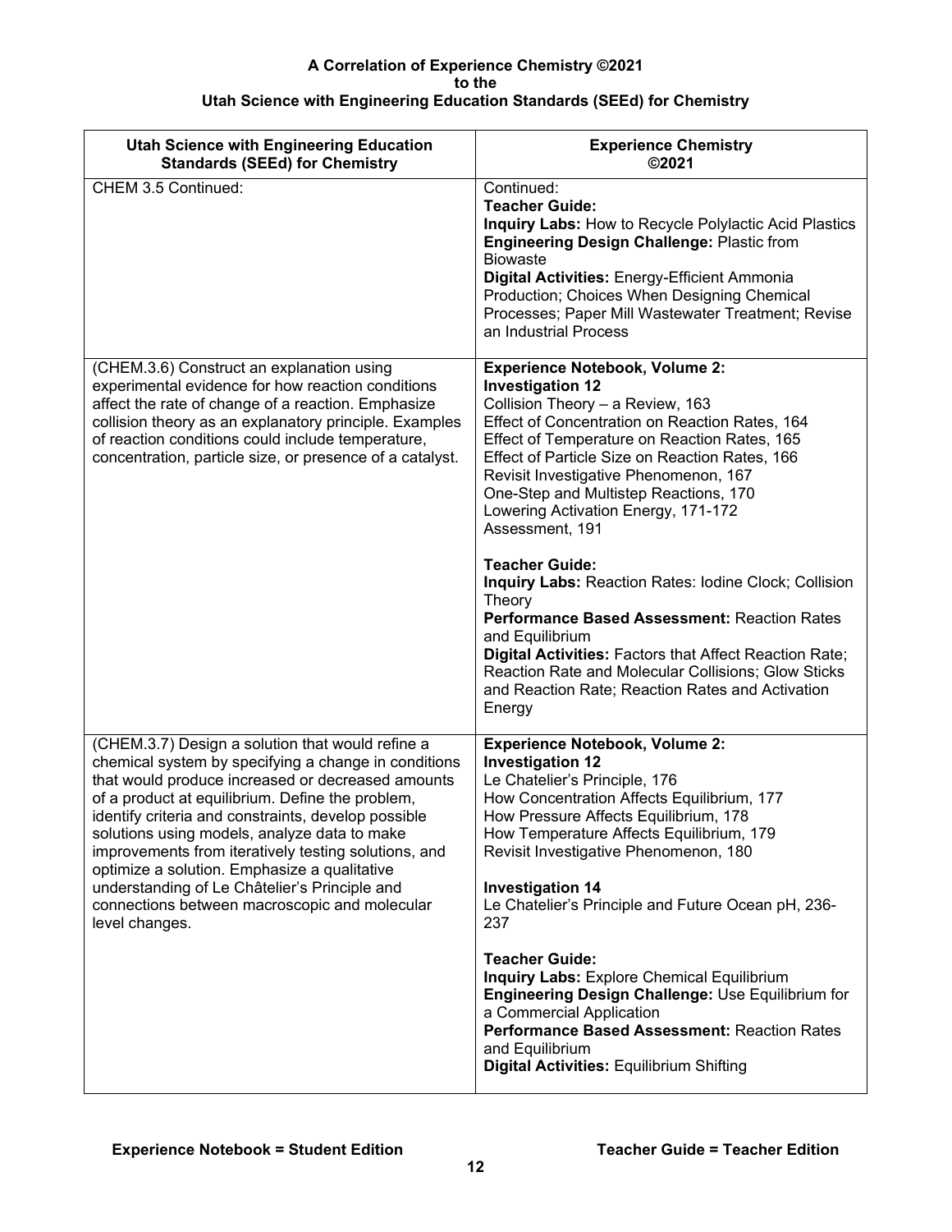**A Correlation of Experience Chemistry ©2021**
**to the**
**Utah Science with Engineering Education Standards (SEEd) for Chemistry**

| Utah Science with Engineering Education Standards (SEEd) for Chemistry | Experience Chemistry ©2021 |
|---|---|
| CHEM 3.5 Continued: | Continued:<br>**Teacher Guide:**<br>**Inquiry Labs:** How to Recycle Polylactic Acid Plastics<br>**Engineering Design Challenge:** Plastic from Biowaste<br>**Digital Activities:** Energy-Efficient Ammonia Production; Choices When Designing Chemical Processes; Paper Mill Wastewater Treatment; Revise an Industrial Process |
| (CHEM.3.6) Construct an explanation using experimental evidence for how reaction conditions affect the rate of change of a reaction. Emphasize collision theory as an explanatory principle. Examples of reaction conditions could include temperature, concentration, particle size, or presence of a catalyst. | **Experience Notebook, Volume 2:**<br>**Investigation 12**<br>Collision Theory – a Review, 163<br>Effect of Concentration on Reaction Rates, 164<br>Effect of Temperature on Reaction Rates, 165<br>Effect of Particle Size on Reaction Rates, 166<br>Revisit Investigative Phenomenon, 167<br>One-Step and Multistep Reactions, 170<br>Lowering Activation Energy, 171-172<br>Assessment, 191<br><br>**Teacher Guide:**<br>**Inquiry Labs:** Reaction Rates: Iodine Clock; Collision Theory<br>**Performance Based Assessment:** Reaction Rates and Equilibrium<br>**Digital Activities:** Factors that Affect Reaction Rate; Reaction Rate and Molecular Collisions; Glow Sticks and Reaction Rate; Reaction Rates and Activation Energy |
| (CHEM.3.7) Design a solution that would refine a chemical system by specifying a change in conditions that would produce increased or decreased amounts of a product at equilibrium. Define the problem, identify criteria and constraints, develop possible solutions using models, analyze data to make improvements from iteratively testing solutions, and optimize a solution. Emphasize a qualitative understanding of Le Châtelier's Principle and connections between macroscopic and molecular level changes. | **Experience Notebook, Volume 2:**<br>**Investigation 12**<br>Le Chatelier's Principle, 176<br>How Concentration Affects Equilibrium, 177<br>How Pressure Affects Equilibrium, 178<br>How Temperature Affects Equilibrium, 179<br>Revisit Investigative Phenomenon, 180<br><br>**Investigation 14**<br>Le Chatelier's Principle and Future Ocean pH, 236-237<br><br>**Teacher Guide:**<br>**Inquiry Labs:** Explore Chemical Equilibrium<br>**Engineering Design Challenge:** Use Equilibrium for a Commercial Application<br>**Performance Based Assessment:** Reaction Rates and Equilibrium<br>**Digital Activities:** Equilibrium Shifting |

**Experience Notebook = Student Edition** **Teacher Guide = Teacher Edition**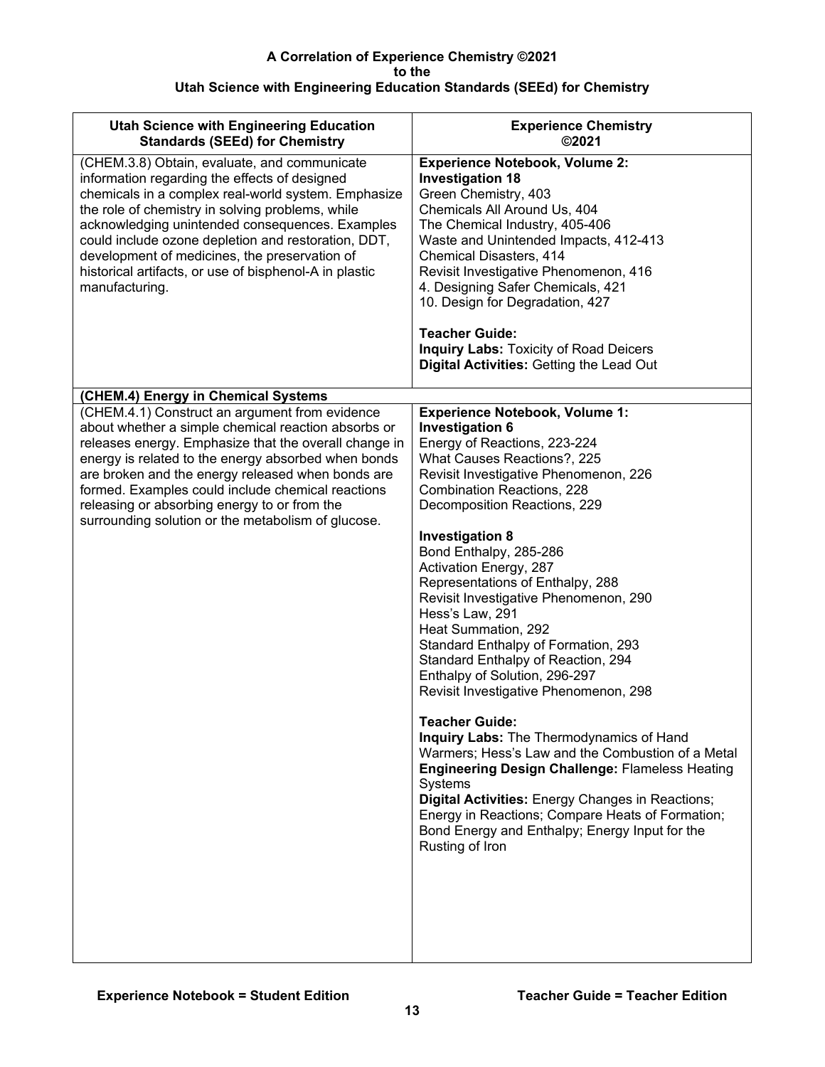**A Correlation of Experience Chemistry ©2021**
**to the**
**Utah Science with Engineering Education Standards (SEEd) for Chemistry**

| Utah Science with Engineering Education Standards (SEEd) for Chemistry | Experience Chemistry ©2021 |
|---|---|
| (CHEM.3.8) Obtain, evaluate, and communicate information regarding the effects of designed chemicals in a complex real-world system. Emphasize the role of chemistry in solving problems, while acknowledging unintended consequences. Examples could include ozone depletion and restoration, DDT, development of medicines, the preservation of historical artifacts, or use of bisphenol-A in plastic manufacturing. | **Experience Notebook, Volume 2:**<br>**Investigation 18**<br>Green Chemistry, 403<br>Chemicals All Around Us, 404<br>The Chemical Industry, 405-406<br>Waste and Unintended Impacts, 412-413<br>Chemical Disasters, 414<br>Revisit Investigative Phenomenon, 416<br>4. Designing Safer Chemicals, 421<br>10. Design for Degradation, 427<br><br>**Teacher Guide:**<br>**Inquiry Labs:** Toxicity of Road Deicers<br>**Digital Activities:** Getting the Lead Out |
| **(CHEM.4) Energy in Chemical Systems** | |
| (CHEM.4.1) Construct an argument from evidence about whether a simple chemical reaction absorbs or releases energy. Emphasize that the overall change in energy is related to the energy absorbed when bonds are broken and the energy released when bonds are formed. Examples could include chemical reactions releasing or absorbing energy to or from the surrounding solution or the metabolism of glucose. | **Experience Notebook, Volume 1:**<br>**Investigation 6**<br>Energy of Reactions, 223-224<br>What Causes Reactions?, 225<br>Revisit Investigative Phenomenon, 226<br>Combination Reactions, 228<br>Decomposition Reactions, 229<br><br>**Investigation 8**<br>Bond Enthalpy, 285-286<br>Activation Energy, 287<br>Representations of Enthalpy, 288<br>Revisit Investigative Phenomenon, 290<br>Hess's Law, 291<br>Heat Summation, 292<br>Standard Enthalpy of Formation, 293<br>Standard Enthalpy of Reaction, 294<br>Enthalpy of Solution, 296-297<br>Revisit Investigative Phenomenon, 298<br><br>**Teacher Guide:**<br>**Inquiry Labs:** The Thermodynamics of Hand Warmers; Hess's Law and the Combustion of a Metal<br>**Engineering Design Challenge:** Flameless Heating Systems<br>**Digital Activities:** Energy Changes in Reactions; Energy in Reactions; Compare Heats of Formation; Bond Energy and Enthalpy; Energy Input for the Rusting of Iron |

**Experience Notebook = Student Edition** **Teacher Guide = Teacher Edition**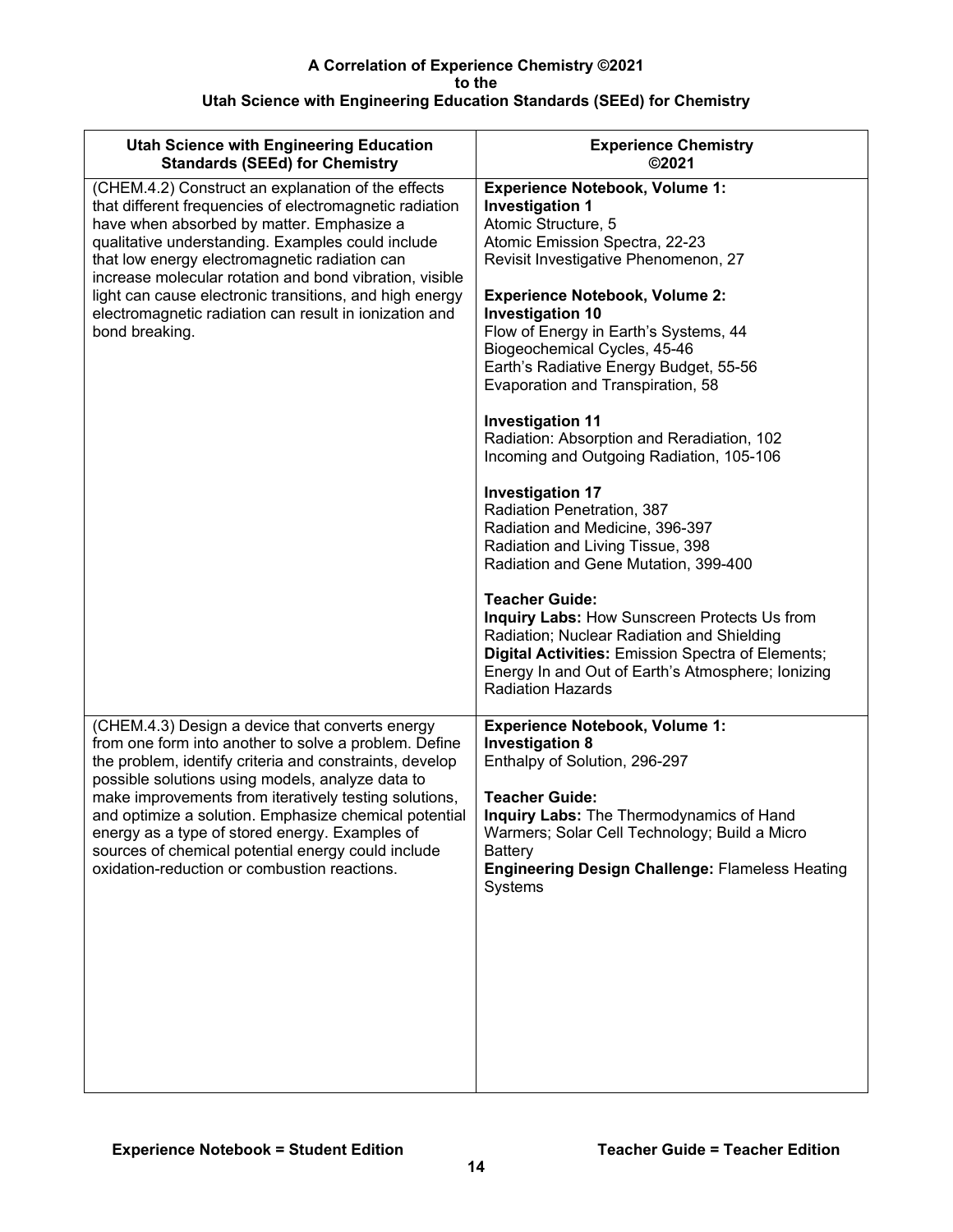**A Correlation of Experience Chemistry ©2021**
**to the**
**Utah Science with Engineering Education Standards (SEEd) for Chemistry**

| Utah Science with Engineering Education Standards (SEEd) for Chemistry | Experience Chemistry ©2021 |
|---|---|
| (CHEM.4.2) Construct an explanation of the effects that different frequencies of electromagnetic radiation have when absorbed by matter. Emphasize a qualitative understanding. Examples could include that low energy electromagnetic radiation can increase molecular rotation and bond vibration, visible light can cause electronic transitions, and high energy electromagnetic radiation can result in ionization and bond breaking. | **Experience Notebook, Volume 1:**<br>**Investigation 1**<br>Atomic Structure, 5<br>Atomic Emission Spectra, 22-23<br>Revisit Investigative Phenomenon, 27<br><br>**Experience Notebook, Volume 2:**<br>**Investigation 10**<br>Flow of Energy in Earth's Systems, 44<br>Biogeochemical Cycles, 45-46<br>Earth's Radiative Energy Budget, 55-56<br>Evaporation and Transpiration, 58<br><br>**Investigation 11**<br>Radiation: Absorption and Reradiation, 102<br>Incoming and Outgoing Radiation, 105-106<br><br>**Investigation 17**<br>Radiation Penetration, 387<br>Radiation and Medicine, 396-397<br>Radiation and Living Tissue, 398<br>Radiation and Gene Mutation, 399-400<br><br>**Teacher Guide:**<br>**Inquiry Labs:** How Sunscreen Protects Us from Radiation; Nuclear Radiation and Shielding<br>**Digital Activities:** Emission Spectra of Elements; Energy In and Out of Earth's Atmosphere; Ionizing Radiation Hazards |
| (CHEM.4.3) Design a device that converts energy from one form into another to solve a problem. Define the problem, identify criteria and constraints, develop possible solutions using models, analyze data to make improvements from iteratively testing solutions, and optimize a solution. Emphasize chemical potential energy as a type of stored energy. Examples of sources of chemical potential energy could include oxidation-reduction or combustion reactions. | **Experience Notebook, Volume 1:**<br>**Investigation 8**<br>Enthalpy of Solution, 296-297<br><br>**Teacher Guide:**<br>**Inquiry Labs:** The Thermodynamics of Hand Warmers; Solar Cell Technology; Build a Micro Battery<br>**Engineering Design Challenge:** Flameless Heating Systems |

**Experience Notebook = Student Edition** **Teacher Guide = Teacher Edition**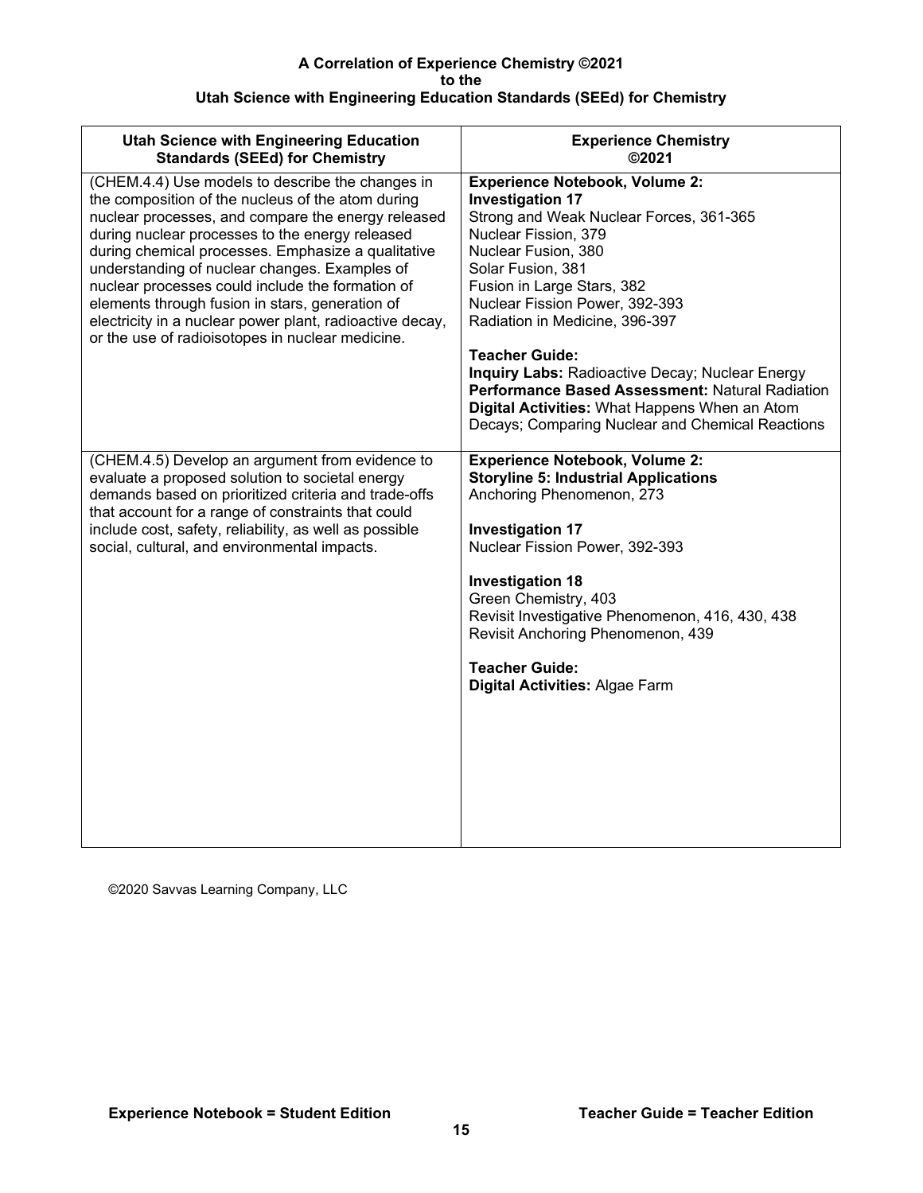**A Correlation of Experience Chemistry ©2021**
**to the**
**Utah Science with Engineering Education Standards (SEEd) for Chemistry**

| Utah Science with Engineering Education Standards (SEEd) for Chemistry | Experience Chemistry ©2021 |
|---|---|
| (CHEM.4.4) Use models to describe the changes in the composition of the nucleus of the atom during nuclear processes, and compare the energy released during nuclear processes to the energy released during chemical processes. Emphasize a qualitative understanding of nuclear changes. Examples of nuclear processes could include the formation of elements through fusion in stars, generation of electricity in a nuclear power plant, radioactive decay, or the use of radioisotopes in nuclear medicine. | **Experience Notebook, Volume 2:**<br>**Investigation 17**<br>Strong and Weak Nuclear Forces, 361-365<br>Nuclear Fission, 379<br>Nuclear Fusion, 380<br>Solar Fusion, 381<br>Fusion in Large Stars, 382<br>Nuclear Fission Power, 392-393<br>Radiation in Medicine, 396-397<br><br>**Teacher Guide:**<br>**Inquiry Labs:** Radioactive Decay; Nuclear Energy<br>**Performance Based Assessment:** Natural Radiation<br>**Digital Activities:** What Happens When an Atom Decays; Comparing Nuclear and Chemical Reactions |
| (CHEM.4.5) Develop an argument from evidence to evaluate a proposed solution to societal energy demands based on prioritized criteria and trade-offs that account for a range of constraints that could include cost, safety, reliability, as well as possible social, cultural, and environmental impacts. | **Experience Notebook, Volume 2:**<br>**Storyline 5: Industrial Applications**<br>Anchoring Phenomenon, 273<br><br>**Investigation 17**<br>Nuclear Fission Power, 392-393<br><br>**Investigation 18**<br>Green Chemistry, 403<br>Revisit Investigative Phenomenon, 416, 430, 438<br>Revisit Anchoring Phenomenon, 439<br><br>**Teacher Guide:**<br>**Digital Activities:** Algae Farm |

©2020 Savvas Learning Company, LLC

**Experience Notebook = Student Edition** **Teacher Guide = Teacher Edition**